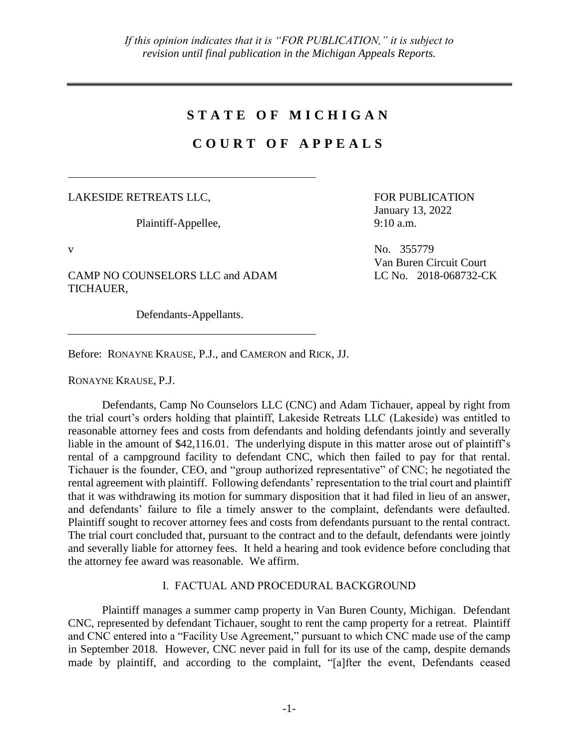*If this opinion indicates that it is "FOR PUBLICATION," it is subject to revision until final publication in the Michigan Appeals Reports.*

---

# STATE OF MICHIGAN

# COURT OF APPEALS

---

LAKESIDE RETREATS LLC,

Plaintiff-Appellee,

v

CAMP NO COUNSELORS LLC and ADAM TICHAUER,

Defendants-Appellants.

---

FOR PUBLICATION
January 13, 2022
9:10 a.m.

No. 355779
Van Buren Circuit Court
LC No. 2018-068732-CK

Before: RONAYNE KRAUSE, P.J., and CAMERON and RICK, JJ.

RONAYNE KRAUSE, P.J.

Defendants, Camp No Counselors LLC (CNC) and Adam Tichauer, appeal by right from the trial court's orders holding that plaintiff, Lakeside Retreats LLC (Lakeside) was entitled to reasonable attorney fees and costs from defendants and holding defendants jointly and severally liable in the amount of $42,116.01. The underlying dispute in this matter arose out of plaintiff's rental of a campground facility to defendant CNC, which then failed to pay for that rental. Tichauer is the founder, CEO, and "group authorized representative" of CNC; he negotiated the rental agreement with plaintiff. Following defendants' representation to the trial court and plaintiff that it was withdrawing its motion for summary disposition that it had filed in lieu of an answer, and defendants' failure to file a timely answer to the complaint, defendants were defaulted. Plaintiff sought to recover attorney fees and costs from defendants pursuant to the rental contract. The trial court concluded that, pursuant to the contract and to the default, defendants were jointly and severally liable for attorney fees. It held a hearing and took evidence before concluding that the attorney fee award was reasonable. We affirm.

## I. FACTUAL AND PROCEDURAL BACKGROUND

Plaintiff manages a summer camp property in Van Buren County, Michigan. Defendant CNC, represented by defendant Tichauer, sought to rent the camp property for a retreat. Plaintiff and CNC entered into a "Facility Use Agreement," pursuant to which CNC made use of the camp in September 2018. However, CNC never paid in full for its use of the camp, despite demands made by plaintiff, and according to the complaint, "[a]fter the event, Defendants ceased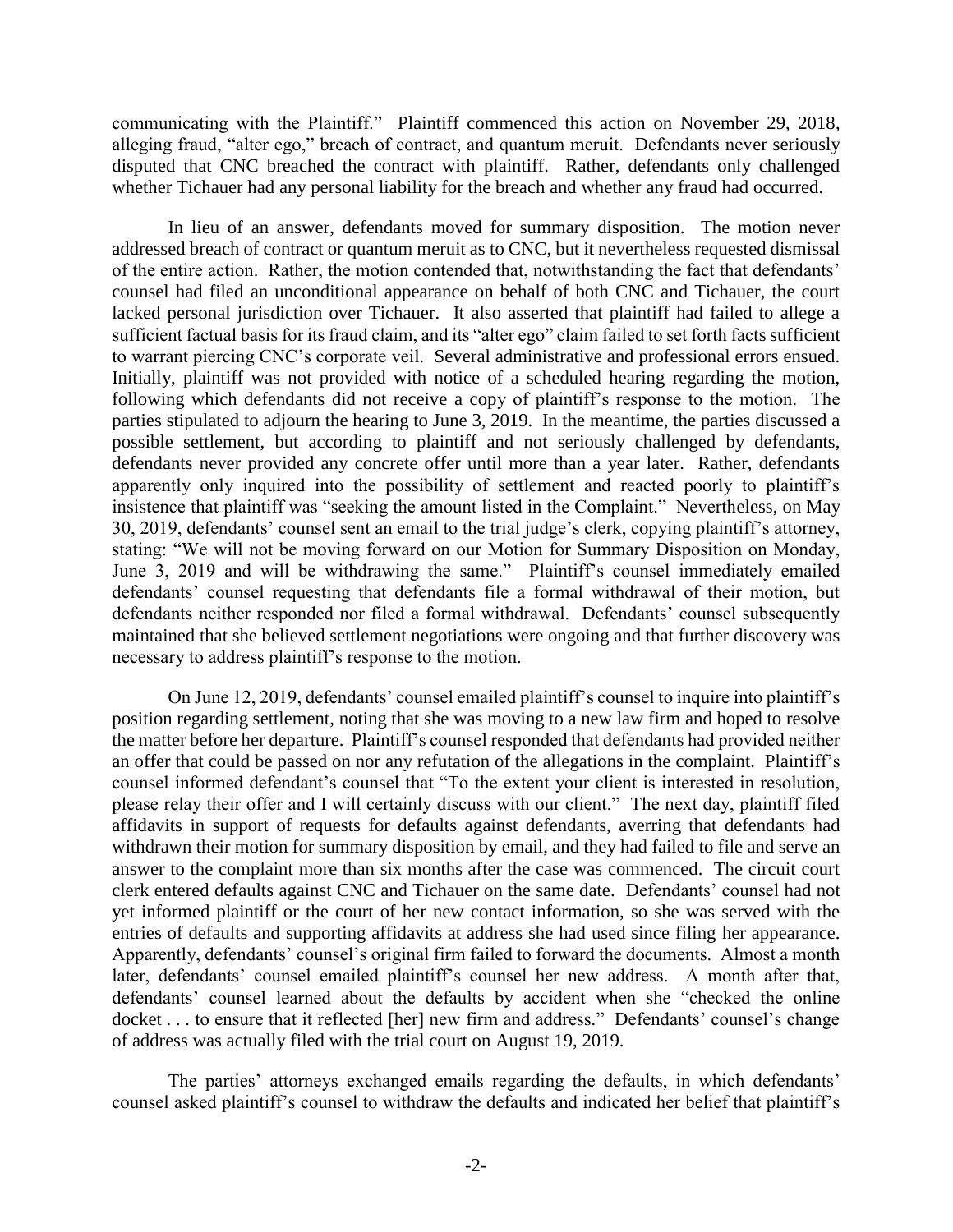communicating with the Plaintiff." Plaintiff commenced this action on November 29, 2018, alleging fraud, "alter ego," breach of contract, and quantum meruit. Defendants never seriously disputed that CNC breached the contract with plaintiff. Rather, defendants only challenged whether Tichauer had any personal liability for the breach and whether any fraud had occurred.

In lieu of an answer, defendants moved for summary disposition. The motion never addressed breach of contract or quantum meruit as to CNC, but it nevertheless requested dismissal of the entire action. Rather, the motion contended that, notwithstanding the fact that defendants' counsel had filed an unconditional appearance on behalf of both CNC and Tichauer, the court lacked personal jurisdiction over Tichauer. It also asserted that plaintiff had failed to allege a sufficient factual basis for its fraud claim, and its "alter ego" claim failed to set forth facts sufficient to warrant piercing CNC's corporate veil. Several administrative and professional errors ensued. Initially, plaintiff was not provided with notice of a scheduled hearing regarding the motion, following which defendants did not receive a copy of plaintiff's response to the motion. The parties stipulated to adjourn the hearing to June 3, 2019. In the meantime, the parties discussed a possible settlement, but according to plaintiff and not seriously challenged by defendants, defendants never provided any concrete offer until more than a year later. Rather, defendants apparently only inquired into the possibility of settlement and reacted poorly to plaintiff's insistence that plaintiff was "seeking the amount listed in the Complaint." Nevertheless, on May 30, 2019, defendants' counsel sent an email to the trial judge's clerk, copying plaintiff's attorney, stating: "We will not be moving forward on our Motion for Summary Disposition on Monday, June 3, 2019 and will be withdrawing the same." Plaintiff's counsel immediately emailed defendants' counsel requesting that defendants file a formal withdrawal of their motion, but defendants neither responded nor filed a formal withdrawal. Defendants' counsel subsequently maintained that she believed settlement negotiations were ongoing and that further discovery was necessary to address plaintiff's response to the motion.

On June 12, 2019, defendants' counsel emailed plaintiff's counsel to inquire into plaintiff's position regarding settlement, noting that she was moving to a new law firm and hoped to resolve the matter before her departure. Plaintiff's counsel responded that defendants had provided neither an offer that could be passed on nor any refutation of the allegations in the complaint. Plaintiff's counsel informed defendant's counsel that "To the extent your client is interested in resolution, please relay their offer and I will certainly discuss with our client." The next day, plaintiff filed affidavits in support of requests for defaults against defendants, averring that defendants had withdrawn their motion for summary disposition by email, and they had failed to file and serve an answer to the complaint more than six months after the case was commenced. The circuit court clerk entered defaults against CNC and Tichauer on the same date. Defendants' counsel had not yet informed plaintiff or the court of her new contact information, so she was served with the entries of defaults and supporting affidavits at address she had used since filing her appearance. Apparently, defendants' counsel's original firm failed to forward the documents. Almost a month later, defendants' counsel emailed plaintiff's counsel her new address. A month after that, defendants' counsel learned about the defaults by accident when she "checked the online docket . . . to ensure that it reflected [her] new firm and address." Defendants' counsel's change of address was actually filed with the trial court on August 19, 2019.

The parties' attorneys exchanged emails regarding the defaults, in which defendants' counsel asked plaintiff's counsel to withdraw the defaults and indicated her belief that plaintiff's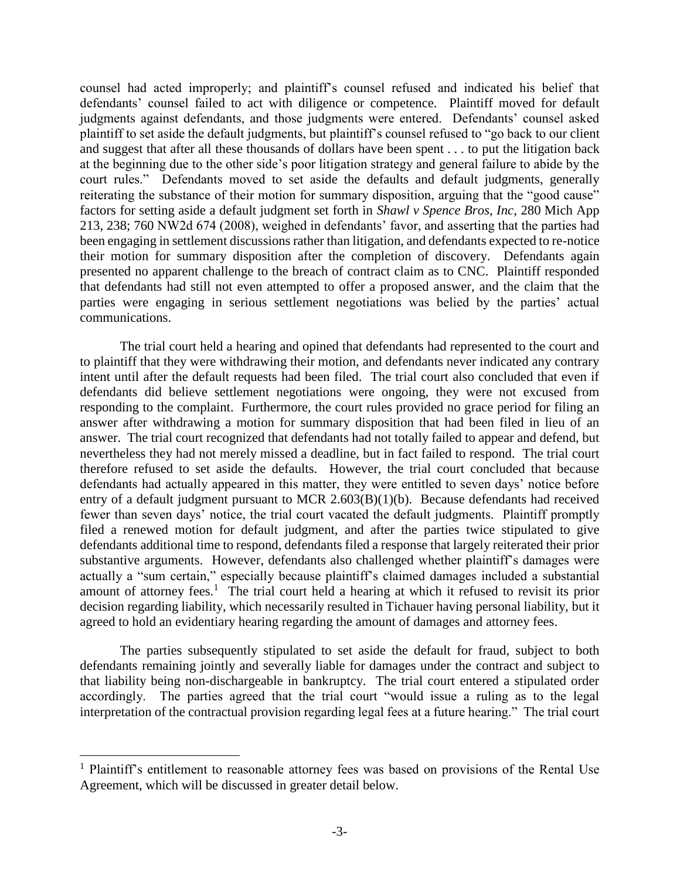counsel had acted improperly; and plaintiff's counsel refused and indicated his belief that defendants' counsel failed to act with diligence or competence. Plaintiff moved for default judgments against defendants, and those judgments were entered. Defendants' counsel asked plaintiff to set aside the default judgments, but plaintiff's counsel refused to "go back to our client and suggest that after all these thousands of dollars have been spent . . . to put the litigation back at the beginning due to the other side's poor litigation strategy and general failure to abide by the court rules." Defendants moved to set aside the defaults and default judgments, generally reiterating the substance of their motion for summary disposition, arguing that the "good cause" factors for setting aside a default judgment set forth in *Shawl v Spence Bros, Inc*, 280 Mich App 213, 238; 760 NW2d 674 (2008), weighed in defendants' favor, and asserting that the parties had been engaging in settlement discussions rather than litigation, and defendants expected to re-notice their motion for summary disposition after the completion of discovery. Defendants again presented no apparent challenge to the breach of contract claim as to CNC. Plaintiff responded that defendants had still not even attempted to offer a proposed answer, and the claim that the parties were engaging in serious settlement negotiations was belied by the parties' actual communications.

The trial court held a hearing and opined that defendants had represented to the court and to plaintiff that they were withdrawing their motion, and defendants never indicated any contrary intent until after the default requests had been filed. The trial court also concluded that even if defendants did believe settlement negotiations were ongoing, they were not excused from responding to the complaint. Furthermore, the court rules provided no grace period for filing an answer after withdrawing a motion for summary disposition that had been filed in lieu of an answer. The trial court recognized that defendants had not totally failed to appear and defend, but nevertheless they had not merely missed a deadline, but in fact failed to respond. The trial court therefore refused to set aside the defaults. However, the trial court concluded that because defendants had actually appeared in this matter, they were entitled to seven days' notice before entry of a default judgment pursuant to MCR 2.603(B)(1)(b). Because defendants had received fewer than seven days' notice, the trial court vacated the default judgments. Plaintiff promptly filed a renewed motion for default judgment, and after the parties twice stipulated to give defendants additional time to respond, defendants filed a response that largely reiterated their prior substantive arguments. However, defendants also challenged whether plaintiff's damages were actually a "sum certain," especially because plaintiff's claimed damages included a substantial amount of attorney fees.[1] The trial court held a hearing at which it refused to revisit its prior decision regarding liability, which necessarily resulted in Tichauer having personal liability, but it agreed to hold an evidentiary hearing regarding the amount of damages and attorney fees.

The parties subsequently stipulated to set aside the default for fraud, subject to both defendants remaining jointly and severally liable for damages under the contract and subject to that liability being non-dischargeable in bankruptcy. The trial court entered a stipulated order accordingly. The parties agreed that the trial court "would issue a ruling as to the legal interpretation of the contractual provision regarding legal fees at a future hearing." The trial court

[1] Plaintiff's entitlement to reasonable attorney fees was based on provisions of the Rental Use Agreement, which will be discussed in greater detail below.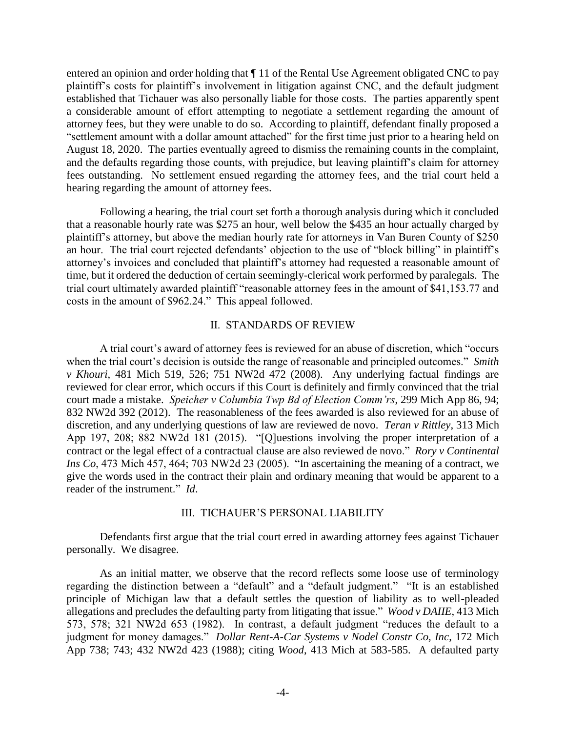entered an opinion and order holding that ¶ 11 of the Rental Use Agreement obligated CNC to pay plaintiff's costs for plaintiff's involvement in litigation against CNC, and the default judgment established that Tichauer was also personally liable for those costs. The parties apparently spent a considerable amount of effort attempting to negotiate a settlement regarding the amount of attorney fees, but they were unable to do so. According to plaintiff, defendant finally proposed a "settlement amount with a dollar amount attached" for the first time just prior to a hearing held on August 18, 2020. The parties eventually agreed to dismiss the remaining counts in the complaint, and the defaults regarding those counts, with prejudice, but leaving plaintiff's claim for attorney fees outstanding. No settlement ensued regarding the attorney fees, and the trial court held a hearing regarding the amount of attorney fees.

Following a hearing, the trial court set forth a thorough analysis during which it concluded that a reasonable hourly rate was $275 an hour, well below the $435 an hour actually charged by plaintiff's attorney, but above the median hourly rate for attorneys in Van Buren County of $250 an hour. The trial court rejected defendants' objection to the use of "block billing" in plaintiff's attorney's invoices and concluded that plaintiff's attorney had requested a reasonable amount of time, but it ordered the deduction of certain seemingly-clerical work performed by paralegals. The trial court ultimately awarded plaintiff "reasonable attorney fees in the amount of $41,153.77 and costs in the amount of $962.24." This appeal followed.

## II. STANDARDS OF REVIEW

A trial court's award of attorney fees is reviewed for an abuse of discretion, which "occurs when the trial court's decision is outside the range of reasonable and principled outcomes." *Smith v Khouri*, 481 Mich 519, 526; 751 NW2d 472 (2008). Any underlying factual findings are reviewed for clear error, which occurs if this Court is definitely and firmly convinced that the trial court made a mistake. *Speicher v Columbia Twp Bd of Election Comm'rs*, 299 Mich App 86, 94; 832 NW2d 392 (2012). The reasonableness of the fees awarded is also reviewed for an abuse of discretion, and any underlying questions of law are reviewed de novo. *Teran v Rittley*, 313 Mich App 197, 208; 882 NW2d 181 (2015). "[Q]uestions involving the proper interpretation of a contract or the legal effect of a contractual clause are also reviewed de novo." *Rory v Continental Ins Co*, 473 Mich 457, 464; 703 NW2d 23 (2005). "In ascertaining the meaning of a contract, we give the words used in the contract their plain and ordinary meaning that would be apparent to a reader of the instrument." *Id*.

## III. TICHAUER'S PERSONAL LIABILITY

Defendants first argue that the trial court erred in awarding attorney fees against Tichauer personally. We disagree.

As an initial matter, we observe that the record reflects some loose use of terminology regarding the distinction between a "default" and a "default judgment." "It is an established principle of Michigan law that a default settles the question of liability as to well-pleaded allegations and precludes the defaulting party from litigating that issue." *Wood v DAIIE*, 413 Mich 573, 578; 321 NW2d 653 (1982). In contrast, a default judgment "reduces the default to a judgment for money damages." *Dollar Rent-A-Car Systems v Nodel Constr Co, Inc*, 172 Mich App 738; 743; 432 NW2d 423 (1988); citing *Wood*, 413 Mich at 583-585. A defaulted party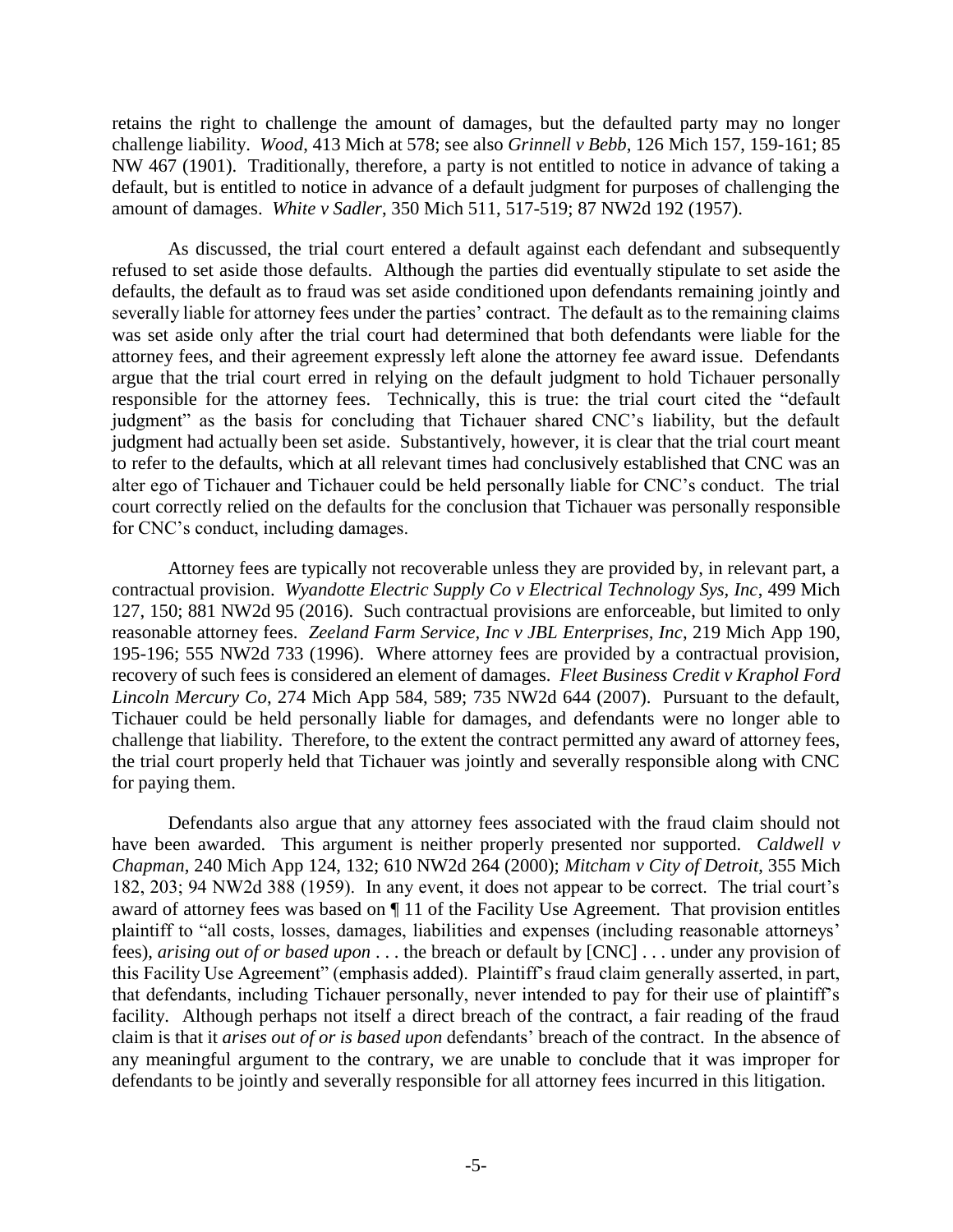retains the right to challenge the amount of damages, but the defaulted party may no longer challenge liability. *Wood*, 413 Mich at 578; see also *Grinnell v Bebb*, 126 Mich 157, 159-161; 85 NW 467 (1901). Traditionally, therefore, a party is not entitled to notice in advance of taking a default, but is entitled to notice in advance of a default judgment for purposes of challenging the amount of damages. *White v Sadler*, 350 Mich 511, 517-519; 87 NW2d 192 (1957).

As discussed, the trial court entered a default against each defendant and subsequently refused to set aside those defaults. Although the parties did eventually stipulate to set aside the defaults, the default as to fraud was set aside conditioned upon defendants remaining jointly and severally liable for attorney fees under the parties' contract. The default as to the remaining claims was set aside only after the trial court had determined that both defendants were liable for the attorney fees, and their agreement expressly left alone the attorney fee award issue. Defendants argue that the trial court erred in relying on the default judgment to hold Tichauer personally responsible for the attorney fees. Technically, this is true: the trial court cited the "default judgment" as the basis for concluding that Tichauer shared CNC's liability, but the default judgment had actually been set aside. Substantively, however, it is clear that the trial court meant to refer to the defaults, which at all relevant times had conclusively established that CNC was an alter ego of Tichauer and Tichauer could be held personally liable for CNC's conduct. The trial court correctly relied on the defaults for the conclusion that Tichauer was personally responsible for CNC's conduct, including damages.

Attorney fees are typically not recoverable unless they are provided by, in relevant part, a contractual provision. *Wyandotte Electric Supply Co v Electrical Technology Sys, Inc*, 499 Mich 127, 150; 881 NW2d 95 (2016). Such contractual provisions are enforceable, but limited to only reasonable attorney fees. *Zeeland Farm Service, Inc v JBL Enterprises, Inc*, 219 Mich App 190, 195-196; 555 NW2d 733 (1996). Where attorney fees are provided by a contractual provision, recovery of such fees is considered an element of damages. *Fleet Business Credit v Kraphol Ford Lincoln Mercury Co*, 274 Mich App 584, 589; 735 NW2d 644 (2007). Pursuant to the default, Tichauer could be held personally liable for damages, and defendants were no longer able to challenge that liability. Therefore, to the extent the contract permitted any award of attorney fees, the trial court properly held that Tichauer was jointly and severally responsible along with CNC for paying them.

Defendants also argue that any attorney fees associated with the fraud claim should not have been awarded. This argument is neither properly presented nor supported. *Caldwell v Chapman*, 240 Mich App 124, 132; 610 NW2d 264 (2000); *Mitcham v City of Detroit*, 355 Mich 182, 203; 94 NW2d 388 (1959). In any event, it does not appear to be correct. The trial court's award of attorney fees was based on ¶ 11 of the Facility Use Agreement. That provision entitles plaintiff to "all costs, losses, damages, liabilities and expenses (including reasonable attorneys' fees), *arising out of or based upon* . . . the breach or default by [CNC] . . . under any provision of this Facility Use Agreement" (emphasis added). Plaintiff's fraud claim generally asserted, in part, that defendants, including Tichauer personally, never intended to pay for their use of plaintiff's facility. Although perhaps not itself a direct breach of the contract, a fair reading of the fraud claim is that it *arises out of or is based upon* defendants' breach of the contract. In the absence of any meaningful argument to the contrary, we are unable to conclude that it was improper for defendants to be jointly and severally responsible for all attorney fees incurred in this litigation.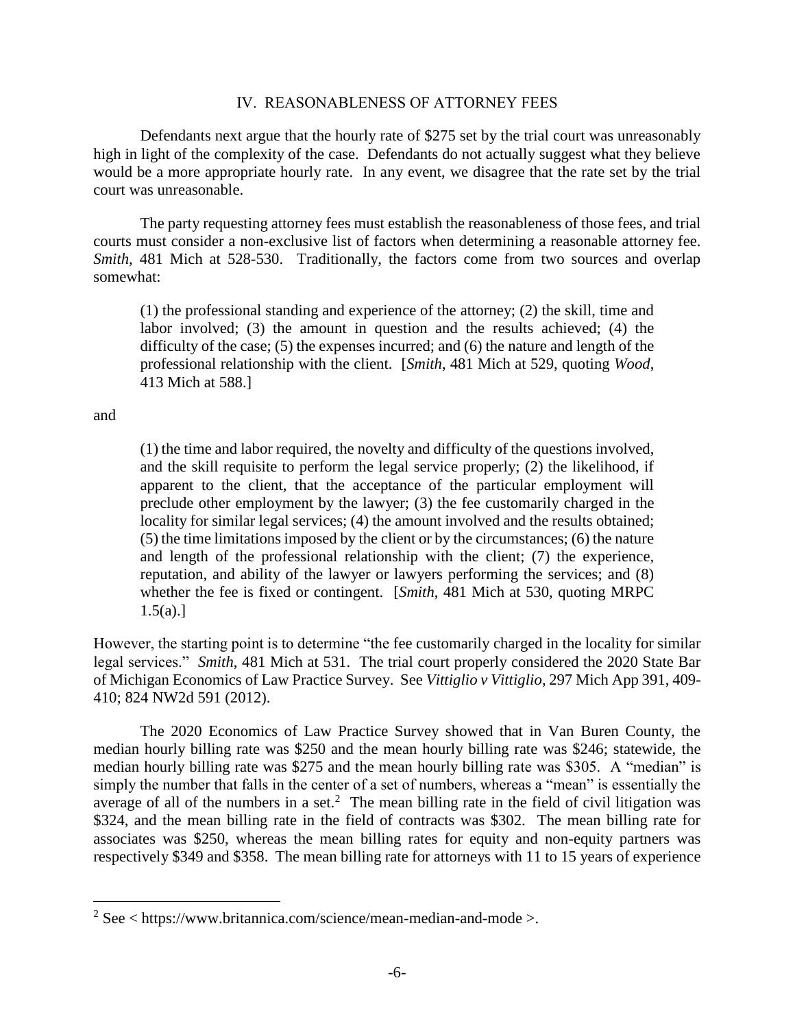## IV. REASONABLENESS OF ATTORNEY FEES

Defendants next argue that the hourly rate of $275 set by the trial court was unreasonably high in light of the complexity of the case. Defendants do not actually suggest what they believe would be a more appropriate hourly rate. In any event, we disagree that the rate set by the trial court was unreasonable.

The party requesting attorney fees must establish the reasonableness of those fees, and trial courts must consider a non-exclusive list of factors when determining a reasonable attorney fee. *Smith*, 481 Mich at 528-530. Traditionally, the factors come from two sources and overlap somewhat:

> (1) the professional standing and experience of the attorney; (2) the skill, time and labor involved; (3) the amount in question and the results achieved; (4) the difficulty of the case; (5) the expenses incurred; and (6) the nature and length of the professional relationship with the client. [*Smith*, 481 Mich at 529, quoting *Wood*, 413 Mich at 588.]

and

> (1) the time and labor required, the novelty and difficulty of the questions involved, and the skill requisite to perform the legal service properly; (2) the likelihood, if apparent to the client, that the acceptance of the particular employment will preclude other employment by the lawyer; (3) the fee customarily charged in the locality for similar legal services; (4) the amount involved and the results obtained; (5) the time limitations imposed by the client or by the circumstances; (6) the nature and length of the professional relationship with the client; (7) the experience, reputation, and ability of the lawyer or lawyers performing the services; and (8) whether the fee is fixed or contingent. [*Smith*, 481 Mich at 530, quoting MRPC 1.5(a).]

However, the starting point is to determine "the fee customarily charged in the locality for similar legal services." *Smith*, 481 Mich at 531. The trial court properly considered the 2020 State Bar of Michigan Economics of Law Practice Survey. See *Vittiglio v Vittiglio*, 297 Mich App 391, 409-410; 824 NW2d 591 (2012).

The 2020 Economics of Law Practice Survey showed that in Van Buren County, the median hourly billing rate was $250 and the mean hourly billing rate was $246; statewide, the median hourly billing rate was $275 and the mean hourly billing rate was $305. A "median" is simply the number that falls in the center of a set of numbers, whereas a "mean" is essentially the average of all of the numbers in a set.[2] The mean billing rate in the field of civil litigation was $324, and the mean billing rate in the field of contracts was $302. The mean billing rate for associates was $250, whereas the mean billing rates for equity and non-equity partners was respectively $349 and $358. The mean billing rate for attorneys with 11 to 15 years of experience

---

[2] See < https://www.britannica.com/science/mean-median-and-mode >.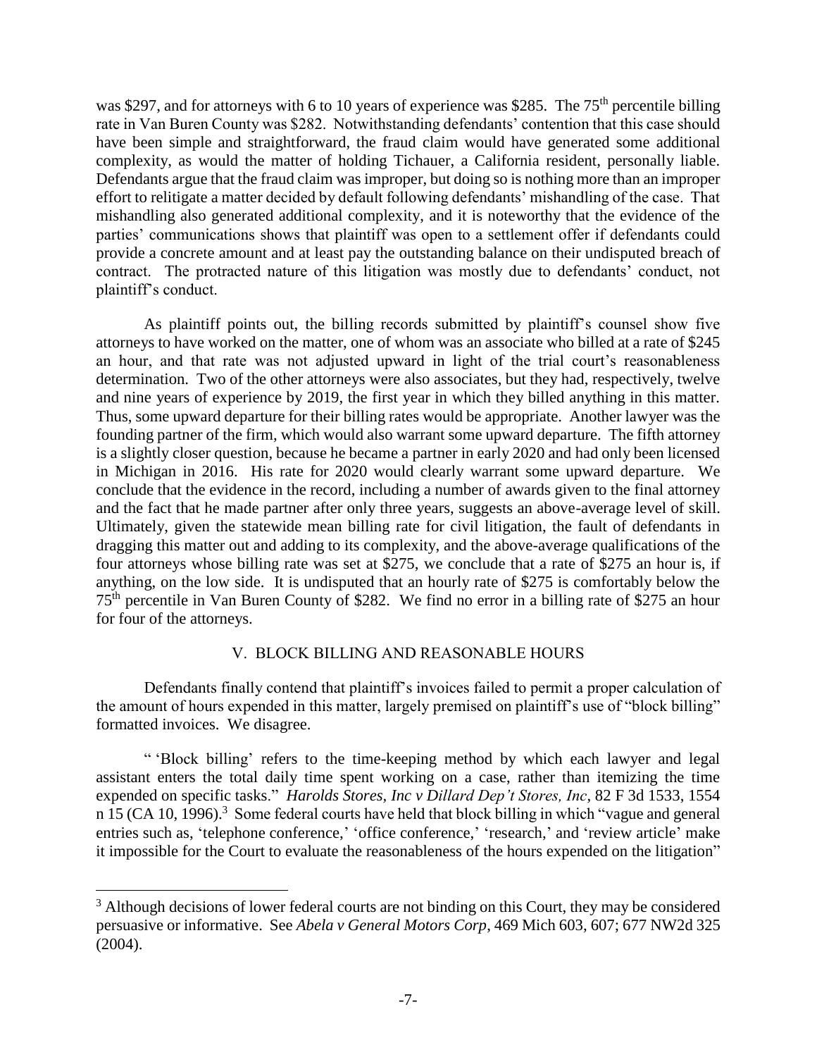was \$297, and for attorneys with 6 to 10 years of experience was \$285. The 75th percentile billing rate in Van Buren County was \$282. Notwithstanding defendants' contention that this case should have been simple and straightforward, the fraud claim would have generated some additional complexity, as would the matter of holding Tichauer, a California resident, personally liable. Defendants argue that the fraud claim was improper, but doing so is nothing more than an improper effort to relitigate a matter decided by default following defendants' mishandling of the case. That mishandling also generated additional complexity, and it is noteworthy that the evidence of the parties' communications shows that plaintiff was open to a settlement offer if defendants could provide a concrete amount and at least pay the outstanding balance on their undisputed breach of contract. The protracted nature of this litigation was mostly due to defendants' conduct, not plaintiff's conduct.

As plaintiff points out, the billing records submitted by plaintiff's counsel show five attorneys to have worked on the matter, one of whom was an associate who billed at a rate of \$245 an hour, and that rate was not adjusted upward in light of the trial court's reasonableness determination. Two of the other attorneys were also associates, but they had, respectively, twelve and nine years of experience by 2019, the first year in which they billed anything in this matter. Thus, some upward departure for their billing rates would be appropriate. Another lawyer was the founding partner of the firm, which would also warrant some upward departure. The fifth attorney is a slightly closer question, because he became a partner in early 2020 and had only been licensed in Michigan in 2016. His rate for 2020 would clearly warrant some upward departure. We conclude that the evidence in the record, including a number of awards given to the final attorney and the fact that he made partner after only three years, suggests an above-average level of skill. Ultimately, given the statewide mean billing rate for civil litigation, the fault of defendants in dragging this matter out and adding to its complexity, and the above-average qualifications of the four attorneys whose billing rate was set at \$275, we conclude that a rate of \$275 an hour is, if anything, on the low side. It is undisputed that an hourly rate of \$275 is comfortably below the 75th percentile in Van Buren County of \$282. We find no error in a billing rate of \$275 an hour for four of the attorneys.

## V. BLOCK BILLING AND REASONABLE HOURS

Defendants finally contend that plaintiff's invoices failed to permit a proper calculation of the amount of hours expended in this matter, largely premised on plaintiff's use of "block billing" formatted invoices. We disagree.

" 'Block billing' refers to the time-keeping method by which each lawyer and legal assistant enters the total daily time spent working on a case, rather than itemizing the time expended on specific tasks." *Harolds Stores, Inc v Dillard Dep't Stores, Inc*, 82 F 3d 1533, 1554 n 15 (CA 10, 1996).[3] Some federal courts have held that block billing in which "vague and general entries such as, 'telephone conference,' 'office conference,' 'research,' and 'review article' make it impossible for the Court to evaluate the reasonableness of the hours expended on the litigation"

---

[3] Although decisions of lower federal courts are not binding on this Court, they may be considered persuasive or informative. See *Abela v General Motors Corp*, 469 Mich 603, 607; 677 NW2d 325 (2004).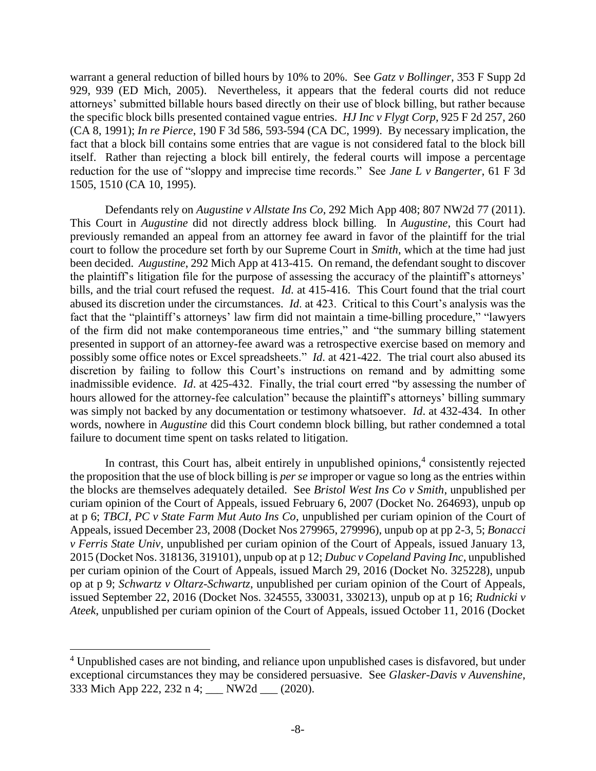warrant a general reduction of billed hours by 10% to 20%. See *Gatz v Bollinger*, 353 F Supp 2d 929, 939 (ED Mich, 2005). Nevertheless, it appears that the federal courts did not reduce attorneys' submitted billable hours based directly on their use of block billing, but rather because the specific block bills presented contained vague entries. *HJ Inc v Flygt Corp*, 925 F 2d 257, 260 (CA 8, 1991); *In re Pierce*, 190 F 3d 586, 593-594 (CA DC, 1999). By necessary implication, the fact that a block bill contains some entries that are vague is not considered fatal to the block bill itself. Rather than rejecting a block bill entirely, the federal courts will impose a percentage reduction for the use of "sloppy and imprecise time records." See *Jane L v Bangerter*, 61 F 3d 1505, 1510 (CA 10, 1995).

Defendants rely on *Augustine v Allstate Ins Co*, 292 Mich App 408; 807 NW2d 77 (2011). This Court in *Augustine* did not directly address block billing. In *Augustine*, this Court had previously remanded an appeal from an attorney fee award in favor of the plaintiff for the trial court to follow the procedure set forth by our Supreme Court in *Smith*, which at the time had just been decided. *Augustine*, 292 Mich App at 413-415. On remand, the defendant sought to discover the plaintiff's litigation file for the purpose of assessing the accuracy of the plaintiff's attorneys' bills, and the trial court refused the request. *Id*. at 415-416. This Court found that the trial court abused its discretion under the circumstances. *Id*. at 423. Critical to this Court's analysis was the fact that the "plaintiff's attorneys' law firm did not maintain a time-billing procedure," "lawyers of the firm did not make contemporaneous time entries," and "the summary billing statement presented in support of an attorney-fee award was a retrospective exercise based on memory and possibly some office notes or Excel spreadsheets." *Id*. at 421-422. The trial court also abused its discretion by failing to follow this Court's instructions on remand and by admitting some inadmissible evidence. *Id*. at 425-432. Finally, the trial court erred "by assessing the number of hours allowed for the attorney-fee calculation" because the plaintiff's attorneys' billing summary was simply not backed by any documentation or testimony whatsoever. *Id*. at 432-434. In other words, nowhere in *Augustine* did this Court condemn block billing, but rather condemned a total failure to document time spent on tasks related to litigation.

In contrast, this Court has, albeit entirely in unpublished opinions,[4] consistently rejected the proposition that the use of block billing is *per se* improper or vague so long as the entries within the blocks are themselves adequately detailed. See *Bristol West Ins Co v Smith*, unpublished per curiam opinion of the Court of Appeals, issued February 6, 2007 (Docket No. 264693), unpub op at p 6; *TBCI, PC v State Farm Mut Auto Ins Co*, unpublished per curiam opinion of the Court of Appeals, issued December 23, 2008 (Docket Nos 279965, 279996), unpub op at pp 2-3, 5; *Bonacci v Ferris State Univ*, unpublished per curiam opinion of the Court of Appeals, issued January 13, 2015 (Docket Nos. 318136, 319101), unpub op at p 12; *Dubuc v Copeland Paving Inc*, unpublished per curiam opinion of the Court of Appeals, issued March 29, 2016 (Docket No. 325228), unpub op at p 9; *Schwartz v Oltarz-Schwartz*, unpublished per curiam opinion of the Court of Appeals, issued September 22, 2016 (Docket Nos. 324555, 330031, 330213), unpub op at p 16; *Rudnicki v Ateek*, unpublished per curiam opinion of the Court of Appeals, issued October 11, 2016 (Docket

[4] Unpublished cases are not binding, and reliance upon unpublished cases is disfavored, but under exceptional circumstances they may be considered persuasive. See *Glasker-Davis v Auvenshine*, 333 Mich App 222, 232 n 4; ___ NW2d ___ (2020).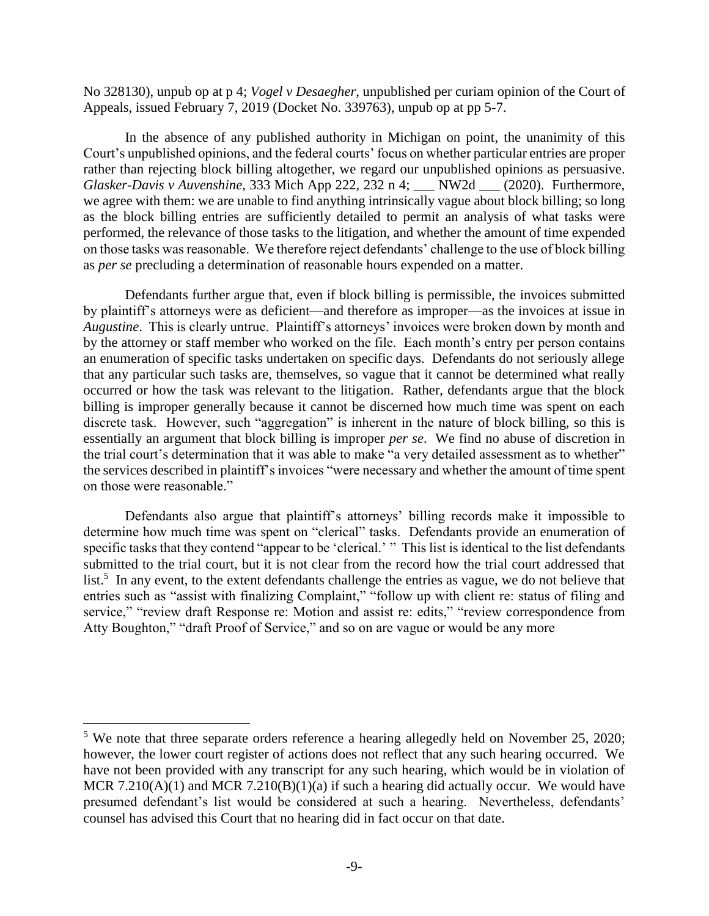No 328130), unpub op at p 4; *Vogel v Desaegher*, unpublished per curiam opinion of the Court of Appeals, issued February 7, 2019 (Docket No. 339763), unpub op at pp 5-7.

In the absence of any published authority in Michigan on point, the unanimity of this Court's unpublished opinions, and the federal courts' focus on whether particular entries are proper rather than rejecting block billing altogether, we regard our unpublished opinions as persuasive. *Glasker-Davis v Auvenshine*, 333 Mich App 222, 232 n 4; ___ NW2d ___ (2020). Furthermore, we agree with them: we are unable to find anything intrinsically vague about block billing; so long as the block billing entries are sufficiently detailed to permit an analysis of what tasks were performed, the relevance of those tasks to the litigation, and whether the amount of time expended on those tasks was reasonable. We therefore reject defendants' challenge to the use of block billing as *per se* precluding a determination of reasonable hours expended on a matter.

Defendants further argue that, even if block billing is permissible, the invoices submitted by plaintiff's attorneys were as deficient—and therefore as improper—as the invoices at issue in *Augustine*. This is clearly untrue. Plaintiff's attorneys' invoices were broken down by month and by the attorney or staff member who worked on the file. Each month's entry per person contains an enumeration of specific tasks undertaken on specific days. Defendants do not seriously allege that any particular such tasks are, themselves, so vague that it cannot be determined what really occurred or how the task was relevant to the litigation. Rather, defendants argue that the block billing is improper generally because it cannot be discerned how much time was spent on each discrete task. However, such "aggregation" is inherent in the nature of block billing, so this is essentially an argument that block billing is improper *per se*. We find no abuse of discretion in the trial court's determination that it was able to make "a very detailed assessment as to whether" the services described in plaintiff's invoices "were necessary and whether the amount of time spent on those were reasonable."

Defendants also argue that plaintiff's attorneys' billing records make it impossible to determine how much time was spent on "clerical" tasks. Defendants provide an enumeration of specific tasks that they contend "appear to be 'clerical.' " This list is identical to the list defendants submitted to the trial court, but it is not clear from the record how the trial court addressed that list.[5] In any event, to the extent defendants challenge the entries as vague, we do not believe that entries such as "assist with finalizing Complaint," "follow up with client re: status of filing and service," "review draft Response re: Motion and assist re: edits," "review correspondence from Atty Boughton," "draft Proof of Service," and so on are vague or would be any more

---

[5] We note that three separate orders reference a hearing allegedly held on November 25, 2020; however, the lower court register of actions does not reflect that any such hearing occurred. We have not been provided with any transcript for any such hearing, which would be in violation of MCR 7.210(A)(1) and MCR 7.210(B)(1)(a) if such a hearing did actually occur. We would have presumed defendant's list would be considered at such a hearing. Nevertheless, defendants' counsel has advised this Court that no hearing did in fact occur on that date.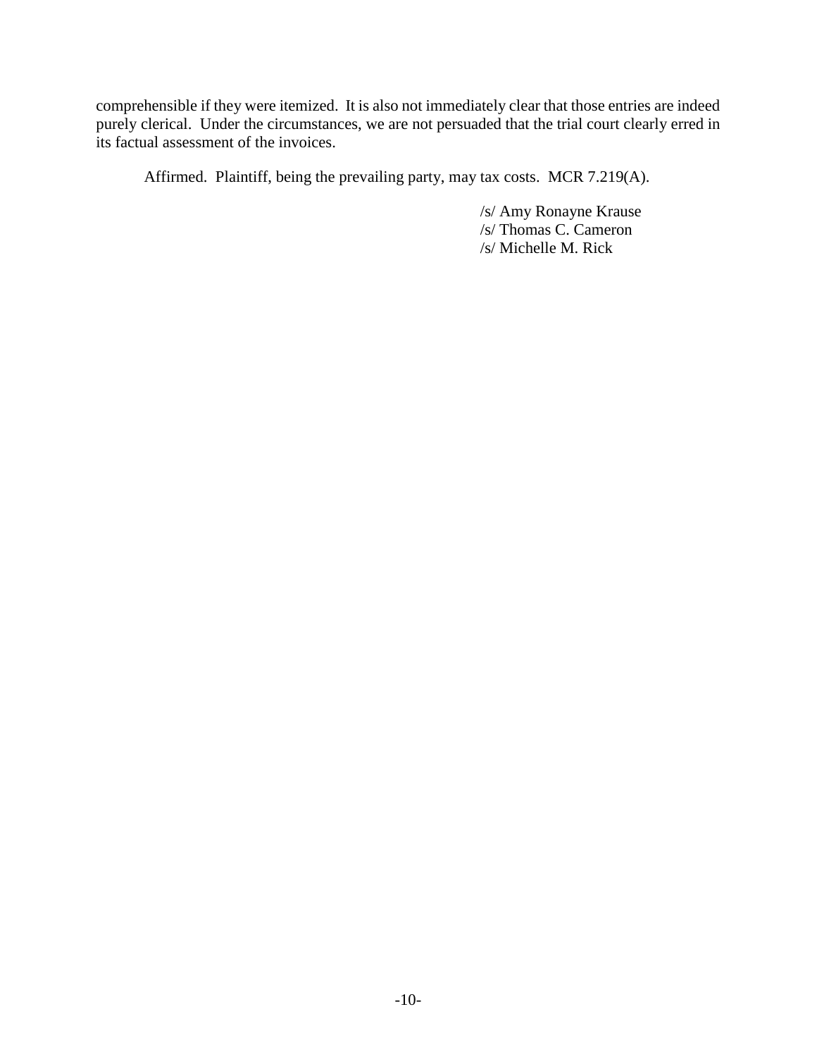comprehensible if they were itemized. It is also not immediately clear that those entries are indeed purely clerical. Under the circumstances, we are not persuaded that the trial court clearly erred in its factual assessment of the invoices.

Affirmed. Plaintiff, being the prevailing party, may tax costs. MCR 7.219(A).

/s/ Amy Ronayne Krause
/s/ Thomas C. Cameron
/s/ Michelle M. Rick